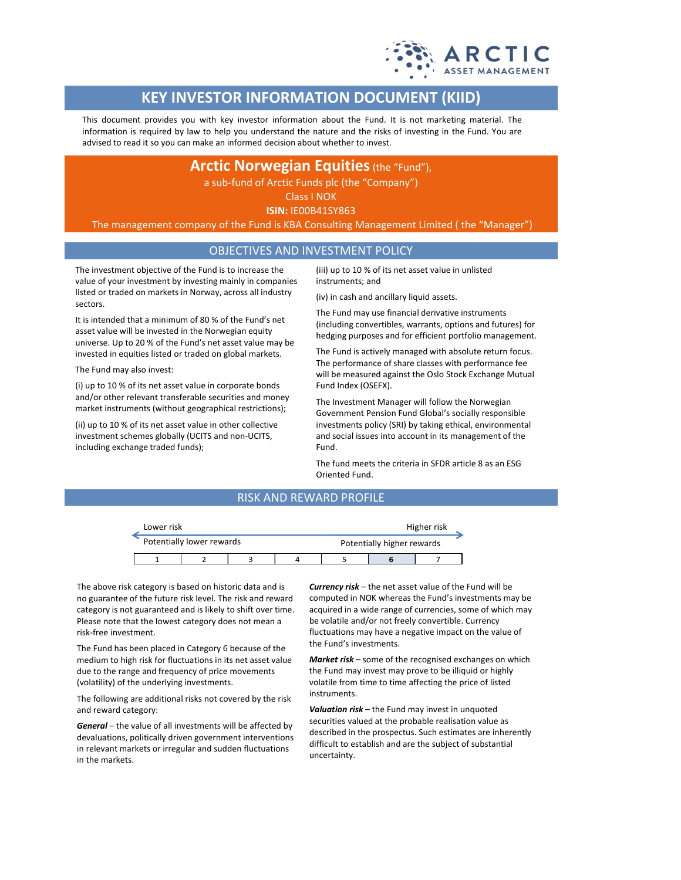# KEY INVESTOR INFORMATION DOCUMENT (KIID)

This document provides you with key investor information about the Fund. It is not marketing material. The information is required by law to help you understand the nature and the risks of investing in the Fund. You are advised to read it so you can make an informed decision about whether to invest.

**Arctic Norwegian Equities** (the "Fund"),
a sub-fund of Arctic Funds plc (the "Company")
Class I NOK
**ISIN:** IE00B41SY863
The management company of the Fund is KBA Consulting Management Limited ( the "Manager")

## OBJECTIVES AND INVESTMENT POLICY

The investment objective of the Fund is to increase the value of your investment by investing mainly in companies listed or traded on markets in Norway, across all industry sectors.

It is intended that a minimum of 80 % of the Fund's net asset value will be invested in the Norwegian equity universe. Up to 20 % of the Fund's net asset value may be invested in equities listed or traded on global markets.

The Fund may also invest:

(i) up to 10 % of its net asset value in corporate bonds and/or other relevant transferable securities and money market instruments (without geographical restrictions);

(ii) up to 10 % of its net asset value in other collective investment schemes globally (UCITS and non-UCITS, including exchange traded funds);

(iii) up to 10 % of its net asset value in unlisted instruments; and

(iv) in cash and ancillary liquid assets.

The Fund may use financial derivative instruments (including convertibles, warrants, options and futures) for hedging purposes and for efficient portfolio management.

The Fund is actively managed with absolute return focus. The performance of share classes with performance fee will be measured against the Oslo Stock Exchange Mutual Fund Index (OSEFX).

The Investment Manager will follow the Norwegian Government Pension Fund Global's socially responsible investments policy (SRI) by taking ethical, environmental and social issues into account in its management of the Fund.

The fund meets the criteria in SFDR article 8 as an ESG Oriented Fund.

## RISK AND REWARD PROFILE

Lower risk — Higher risk

Potentially lower rewards — Potentially higher rewards

| 1 | 2 | 3 | 4 | 5 | **6** | 7 |
|---|---|---|---|---|---|---|

The above risk category is based on historic data and is no guarantee of the future risk level. The risk and reward category is not guaranteed and is likely to shift over time. Please note that the lowest category does not mean a risk-free investment.

The Fund has been placed in Category 6 because of the medium to high risk for fluctuations in its net asset value due to the range and frequency of price movements (volatility) of the underlying investments.

The following are additional risks not covered by the risk and reward category:

***General*** – the value of all investments will be affected by devaluations, politically driven government interventions in relevant markets or irregular and sudden fluctuations in the markets.

***Currency risk*** – the net asset value of the Fund will be computed in NOK whereas the Fund's investments may be acquired in a wide range of currencies, some of which may be volatile and/or not freely convertible. Currency fluctuations may have a negative impact on the value of the Fund's investments.

***Market risk*** – some of the recognised exchanges on which the Fund may invest may prove to be illiquid or highly volatile from time to time affecting the price of listed instruments.

***Valuation risk*** – the Fund may invest in unquoted securities valued at the probable realisation value as described in the prospectus. Such estimates are inherently difficult to establish and are the subject of substantial uncertainty.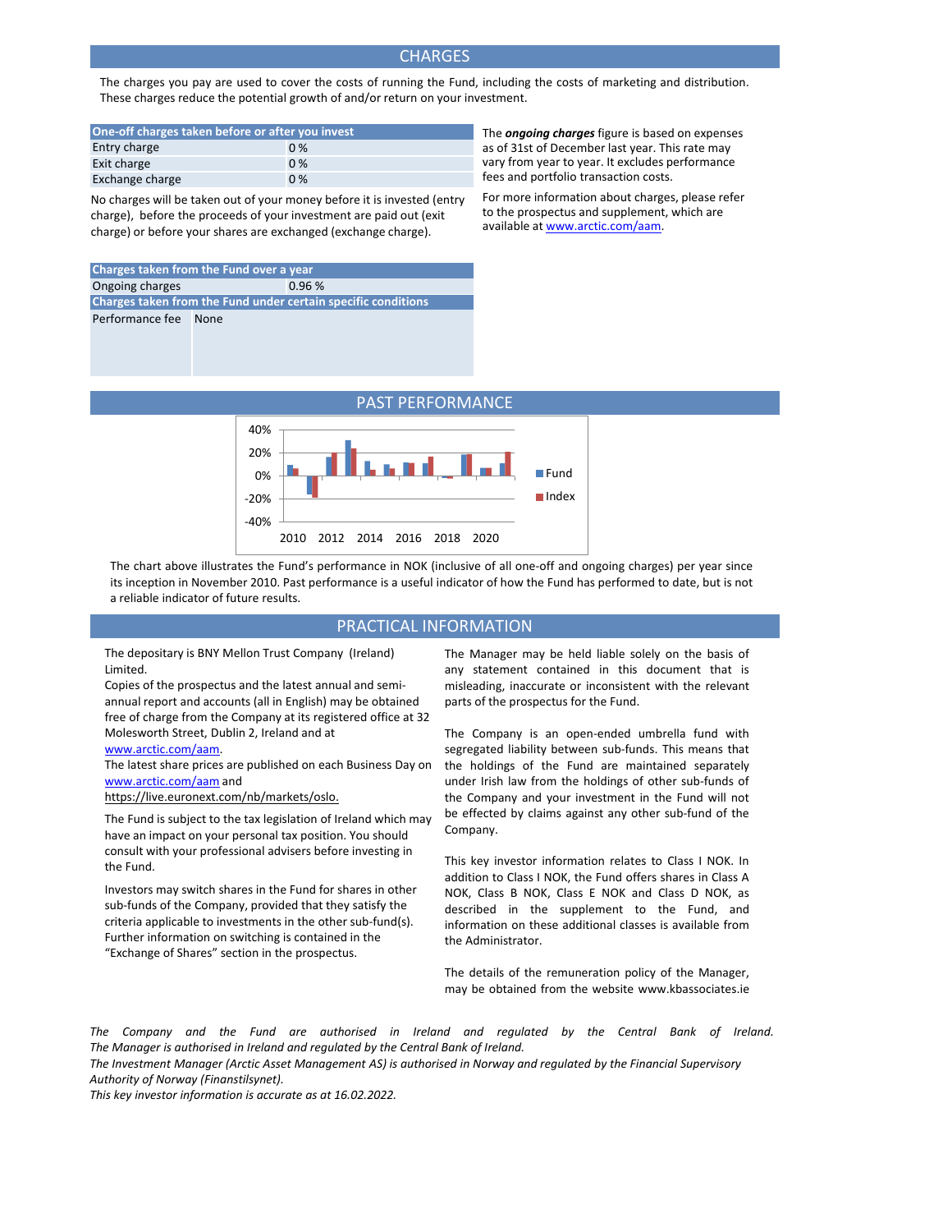## CHARGES

The charges you pay are used to cover the costs of running the Fund, including the costs of marketing and distribution. These charges reduce the potential growth of and/or return on your investment.

| One-off charges taken before or after you invest | |
|---|---|
| Entry charge | 0 % |
| Exit charge | 0 % |
| Exchange charge | 0 % |

No charges will be taken out of your money before it is invested (entry charge), before the proceeds of your investment are paid out (exit charge) or before your shares are exchanged (exchange charge).

| Charges taken from the Fund over a year | |
|---|---|
| Ongoing charges | 0.96 % |
| **Charges taken from the Fund under certain specific conditions** | |
| Performance fee | None |

The ***ongoing charges*** figure is based on expenses as of 31st of December last year. This rate may vary from year to year. It excludes performance fees and portfolio transaction costs.

For more information about charges, please refer to the prospectus and supplement, which are available at www.arctic.com/aam.

## PAST PERFORMANCE

40%
20%
0%
-20%
-40%
2010 2012 2014 2016 2018 2020
Fund
Index

The chart above illustrates the Fund's performance in NOK (inclusive of all one-off and ongoing charges) per year since its inception in November 2010. Past performance is a useful indicator of how the Fund has performed to date, but is not a reliable indicator of future results.

## PRACTICAL INFORMATION

The depositary is BNY Mellon Trust Company (Ireland) Limited.
Copies of the prospectus and the latest annual and semi-annual report and accounts (all in English) may be obtained free of charge from the Company at its registered office at 32 Molesworth Street, Dublin 2, Ireland and at www.arctic.com/aam.
The latest share prices are published on each Business Day on www.arctic.com/aam and https://live.euronext.com/nb/markets/oslo.

The Fund is subject to the tax legislation of Ireland which may have an impact on your personal tax position. You should consult with your professional advisers before investing in the Fund.

Investors may switch shares in the Fund for shares in other sub-funds of the Company, provided that they satisfy the criteria applicable to investments in the other sub-fund(s). Further information on switching is contained in the "Exchange of Shares" section in the prospectus.

The Manager may be held liable solely on the basis of any statement contained in this document that is misleading, inaccurate or inconsistent with the relevant parts of the prospectus for the Fund.

The Company is an open-ended umbrella fund with segregated liability between sub-funds. This means that the holdings of the Fund are maintained separately under Irish law from the holdings of other sub-funds of the Company and your investment in the Fund will not be effected by claims against any other sub-fund of the Company.

This key investor information relates to Class I NOK. In addition to Class I NOK, the Fund offers shares in Class A NOK, Class B NOK, Class E NOK and Class D NOK, as described in the supplement to the Fund, and information on these additional classes is available from the Administrator.

The details of the remuneration policy of the Manager, may be obtained from the website www.kbassociates.ie

*The Company and the Fund are authorised in Ireland and regulated by the Central Bank of Ireland.*
*The Manager is authorised in Ireland and regulated by the Central Bank of Ireland.*
*The Investment Manager (Arctic Asset Management AS) is authorised in Norway and regulated by the Financial Supervisory Authority of Norway (Finanstilsynet).*
*This key investor information is accurate as at 16.02.2022.*